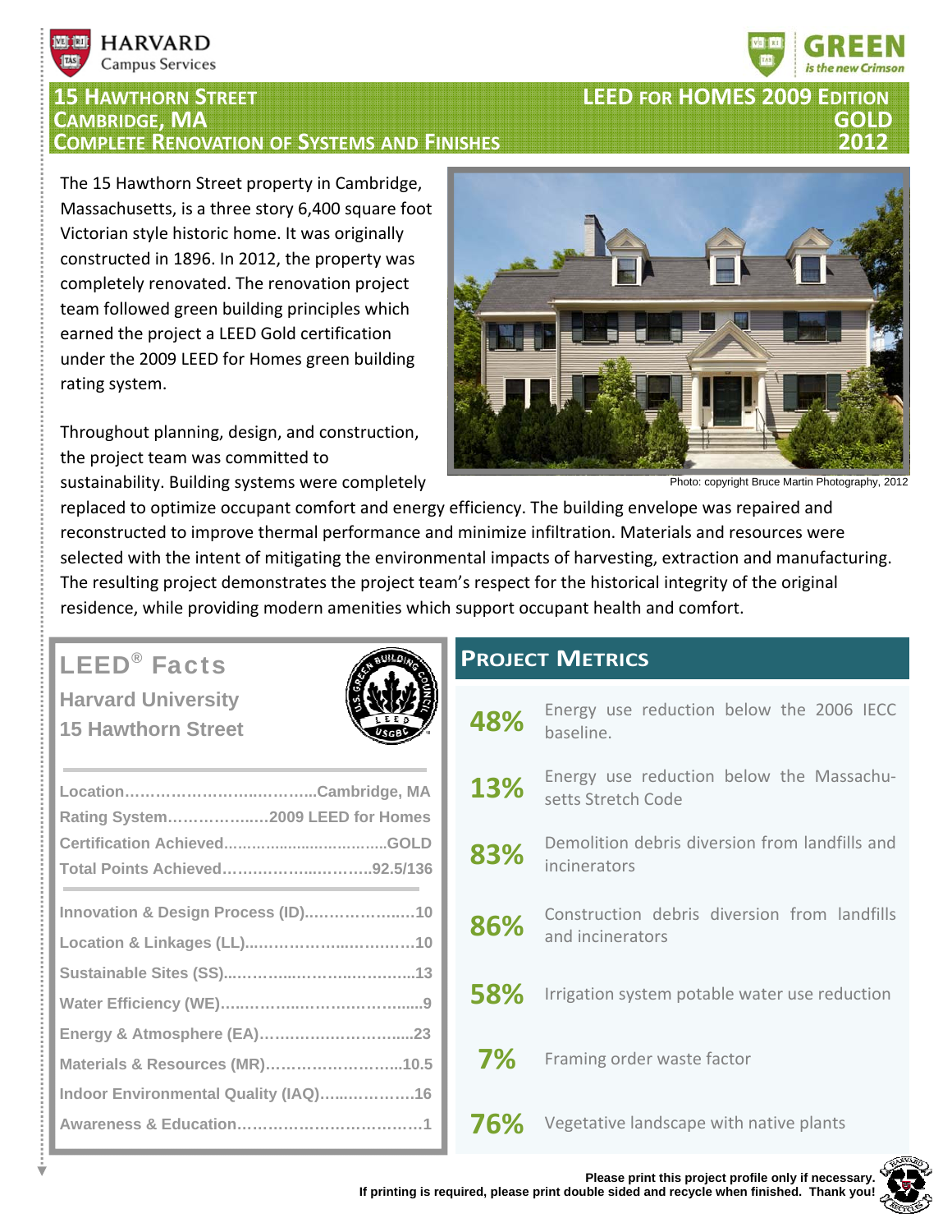HARVARD Campus Services

GREEN *is the new Crimson*

# 15 Hawthorn Street
## Cambridge, MA
## Complete Renovation of Systems and Finishes

**LEED for Homes 2009 Edition**
**GOLD**
**2012**

The 15 Hawthorn Street property in Cambridge, Massachusetts, is a three story 6,400 square foot Victorian style historic home. It was originally constructed in 1896. In 2012, the property was completely renovated. The renovation project team followed green building principles which earned the project a LEED Gold certification under the 2009 LEED for Homes green building rating system.

Photo: copyright Bruce Martin Photography, 2012

Throughout planning, design, and construction, the project team was committed to sustainability. Building systems were completely replaced to optimize occupant comfort and energy efficiency. The building envelope was repaired and reconstructed to improve thermal performance and minimize infiltration. Materials and resources were selected with the intent of mitigating the environmental impacts of harvesting, extraction and manufacturing. The resulting project demonstrates the project team's respect for the historical integrity of the original residence, while providing modern amenities which support occupant health and comfort.

## LEED® Facts

**Harvard University**
**15 Hawthorn Street**

| | |
|---|---|
| Location | Cambridge, MA |
| Rating System | 2009 LEED for Homes |
| Certification Achieved | GOLD |
| Total Points Achieved | 92.5/136 |

| | |
|---|---|
| Innovation & Design Process (ID) | 10 |
| Location & Linkages (LL) | 10 |
| Sustainable Sites (SS) | 13 |
| Water Efficiency (WE) | 9 |
| Energy & Atmosphere (EA) | 23 |
| Materials & Resources (MR) | 10.5 |
| Indoor Environmental Quality (IAQ) | 16 |
| Awareness & Education | 1 |

## Project Metrics

| | |
|---|---|
| **48%** | Energy use reduction below the 2006 IECC baseline. |
| **13%** | Energy use reduction below the Massachusetts Stretch Code |
| **83%** | Demolition debris diversion from landfills and incinerators |
| **86%** | Construction debris diversion from landfills and incinerators |
| **58%** | Irrigation system potable water use reduction |
| **7%** | Framing order waste factor |
| **76%** | Vegetative landscape with native plants |

**Please print this project profile only if necessary.**
**If printing is required, please print double sided and recycle when finished. Thank you!**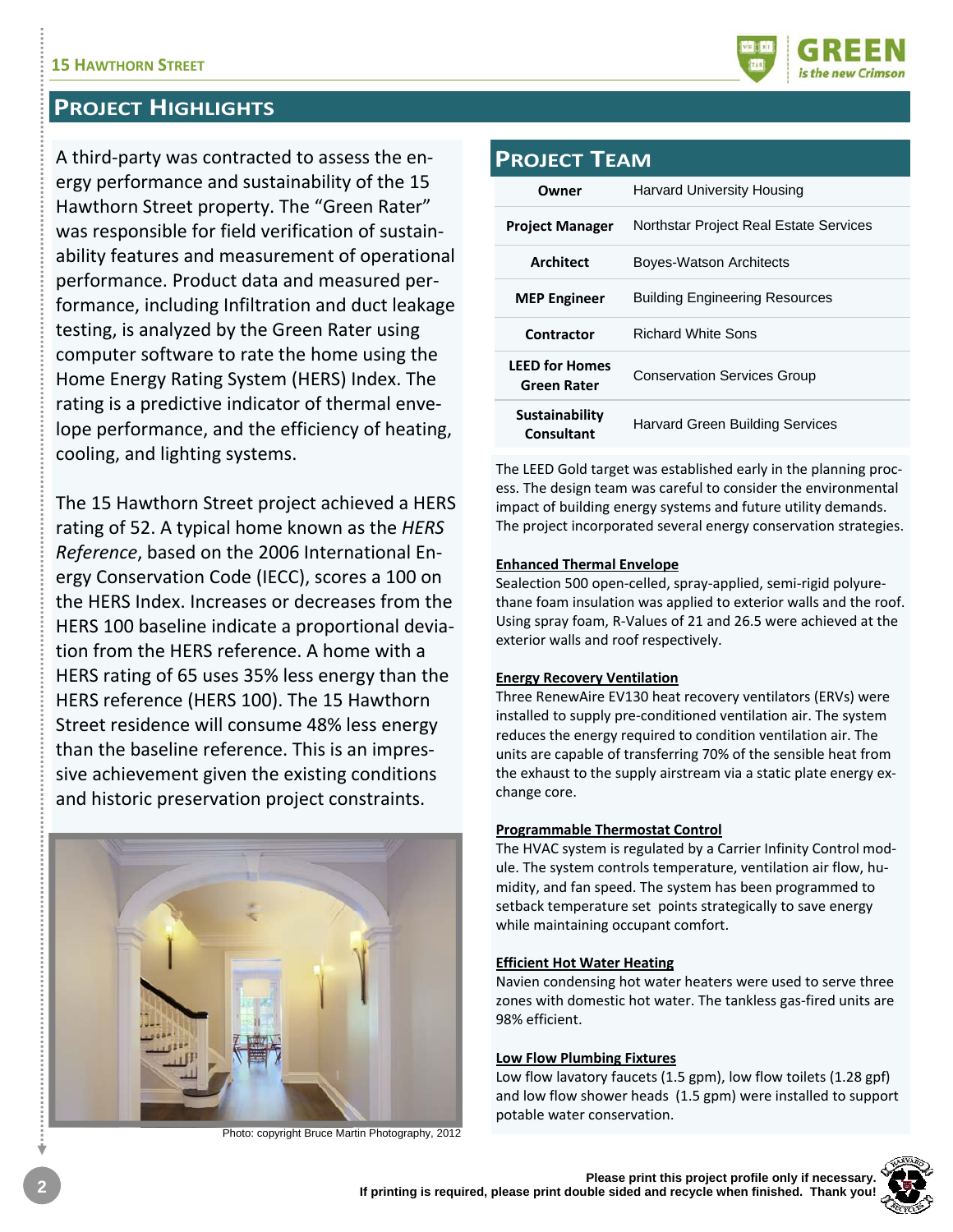## Project Highlights

A third-party was contracted to assess the energy performance and sustainability of the 15 Hawthorn Street property. The "Green Rater" was responsible for field verification of sustainability features and measurement of operational performance. Product data and measured performance, including Infiltration and duct leakage testing, is analyzed by the Green Rater using computer software to rate the home using the Home Energy Rating System (HERS) Index. The rating is a predictive indicator of thermal envelope performance, and the efficiency of heating, cooling, and lighting systems.

The 15 Hawthorn Street project achieved a HERS rating of 52. A typical home known as the *HERS Reference*, based on the 2006 International Energy Conservation Code (IECC), scores a 100 on the HERS Index. Increases or decreases from the HERS 100 baseline indicate a proportional deviation from the HERS reference. A home with a HERS rating of 65 uses 35% less energy than the HERS reference (HERS 100). The 15 Hawthorn Street residence will consume 48% less energy than the baseline reference. This is an impressive achievement given the existing conditions and historic preservation project constraints.

Photo: copyright Bruce Martin Photography, 2012

## Project Team

| | |
|---|---|
| **Owner** | Harvard University Housing |
| **Project Manager** | Northstar Project Real Estate Services |
| **Architect** | Boyes-Watson Architects |
| **MEP Engineer** | Building Engineering Resources |
| **Contractor** | Richard White Sons |
| **LEED for Homes Green Rater** | Conservation Services Group |
| **Sustainability Consultant** | Harvard Green Building Services |

The LEED Gold target was established early in the planning process. The design team was careful to consider the environmental impact of building energy systems and future utility demands. The project incorporated several energy conservation strategies.

**Enhanced Thermal Envelope**

Sealection 500 open-celled, spray-applied, semi-rigid polyurethane foam insulation was applied to exterior walls and the roof. Using spray foam, R-Values of 21 and 26.5 were achieved at the exterior walls and roof respectively.

**Energy Recovery Ventilation**

Three RenewAire EV130 heat recovery ventilators (ERVs) were installed to supply pre-conditioned ventilation air. The system reduces the energy required to condition ventilation air. The units are capable of transferring 70% of the sensible heat from the exhaust to the supply airstream via a static plate energy exchange core.

**Programmable Thermostat Control**

The HVAC system is regulated by a Carrier Infinity Control module. The system controls temperature, ventilation air flow, humidity, and fan speed. The system has been programmed to setback temperature set points strategically to save energy while maintaining occupant comfort.

**Efficient Hot Water Heating**

Navien condensing hot water heaters were used to serve three zones with domestic hot water. The tankless gas-fired units are 98% efficient.

**Low Flow Plumbing Fixtures**

Low flow lavatory faucets (1.5 gpm), low flow toilets (1.28 gpf) and low flow shower heads (1.5 gpm) were installed to support potable water conservation.

**Please print this project profile only if necessary.**
**If printing is required, please print double sided and recycle when finished. Thank you!**